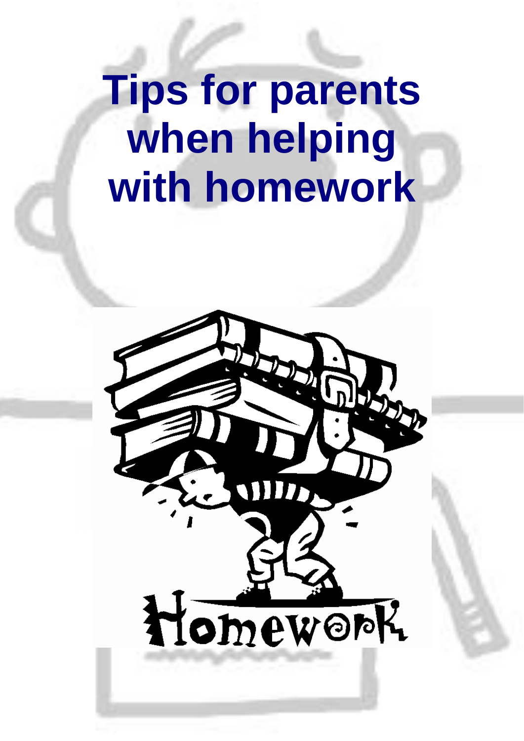# Tips for parents when helping with homework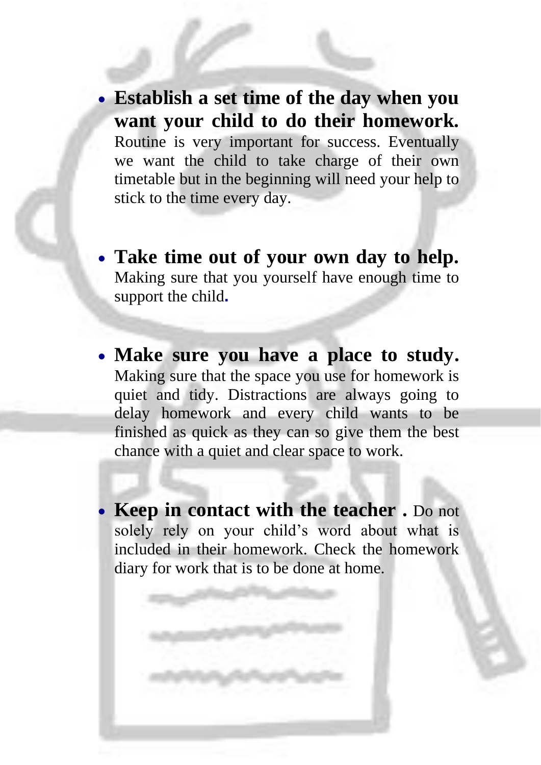- **Establish a set time of the day when you want your child to do their homework.** Routine is very important for success. Eventually we want the child to take charge of their own timetable but in the beginning will need your help to stick to the time every day.

- **Take time out of your own day to help.** Making sure that you yourself have enough time to support the child.

- **Make sure you have a place to study.** Making sure that the space you use for homework is quiet and tidy. Distractions are always going to delay homework and every child wants to be finished as quick as they can so give them the best chance with a quiet and clear space to work.

- **Keep in contact with the teacher .** Do not solely rely on your child's word about what is included in their homework. Check the homework diary for work that is to be done at home.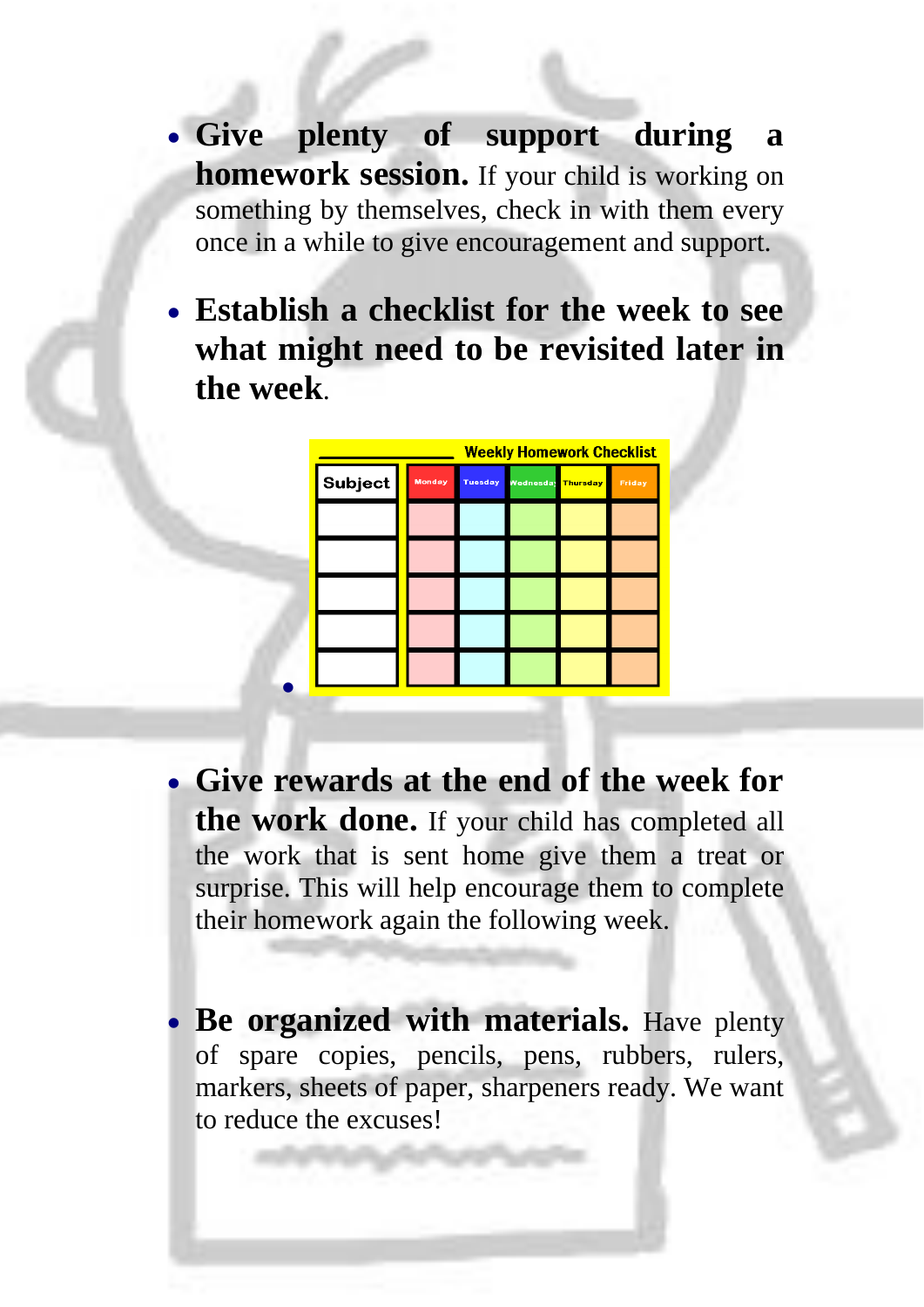- **Give plenty of support during a homework session.** If your child is working on something by themselves, check in with them every once in a while to give encouragement and support.

- **Establish a checklist for the week to see what might need to be revisited later in the week.**

**Weekly Homework Checklist**

| Subject | Monday | Tuesday | Wednesday | Thursday | Friday |
|---|---|---|---|---|---|
| | | | | | |
| | | | | | |
| | | | | | |
| | | | | | |
| | | | | | |

- **Give rewards at the end of the week for the work done.** If your child has completed all the work that is sent home give them a treat or surprise. This will help encourage them to complete their homework again the following week.

- **Be organized with materials.** Have plenty of spare copies, pencils, pens, rubbers, rulers, markers, sheets of paper, sharpeners ready. We want to reduce the excuses!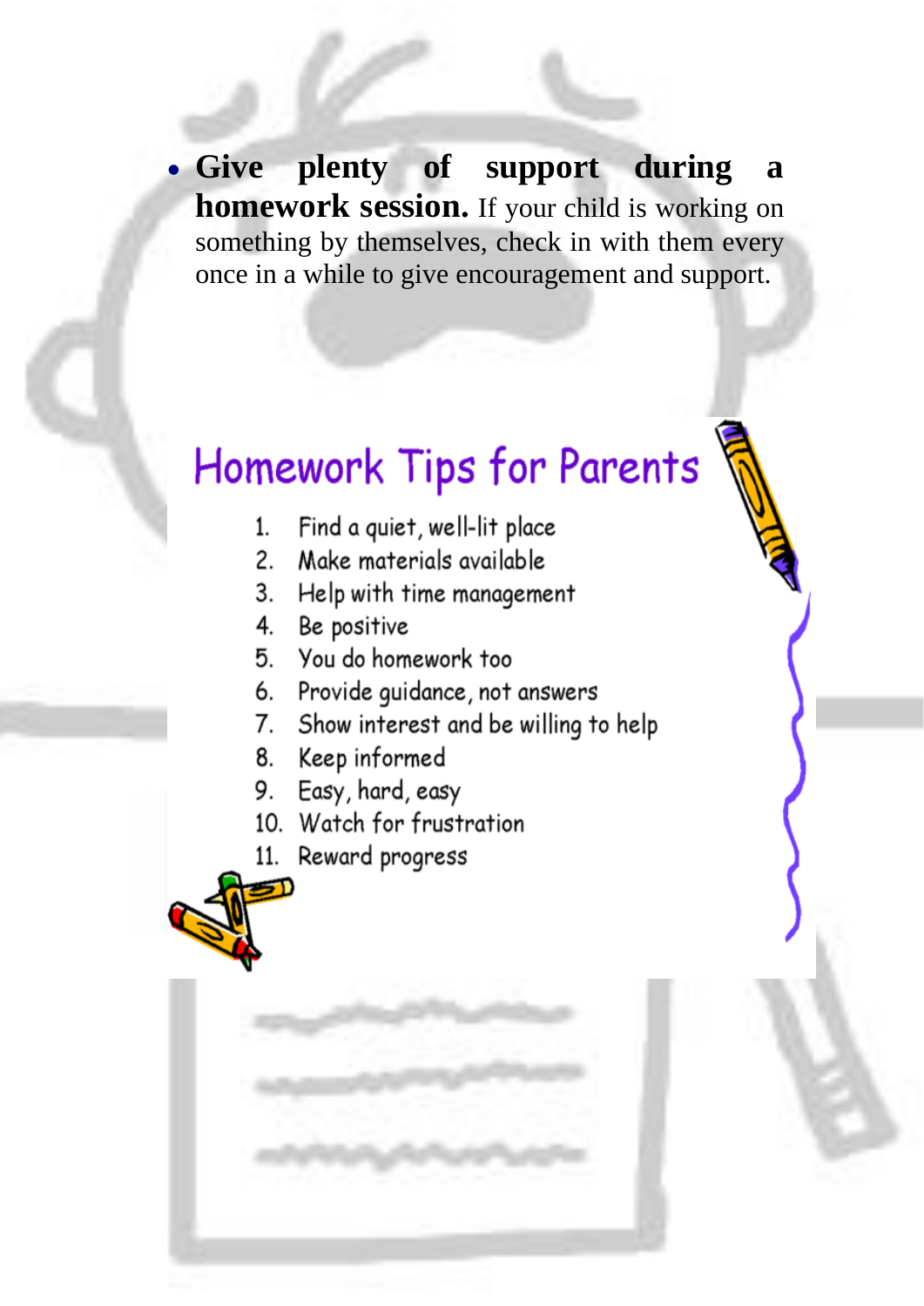- **Give plenty of support during a homework session.** If your child is working on something by themselves, check in with them every once in a while to give encouragement and support.

## Homework Tips for Parents

1. Find a quiet, well-lit place
2. Make materials available
3. Help with time management
4. Be positive
5. You do homework too
6. Provide guidance, not answers
7. Show interest and be willing to help
8. Keep informed
9. Easy, hard, easy
10. Watch for frustration
11. Reward progress